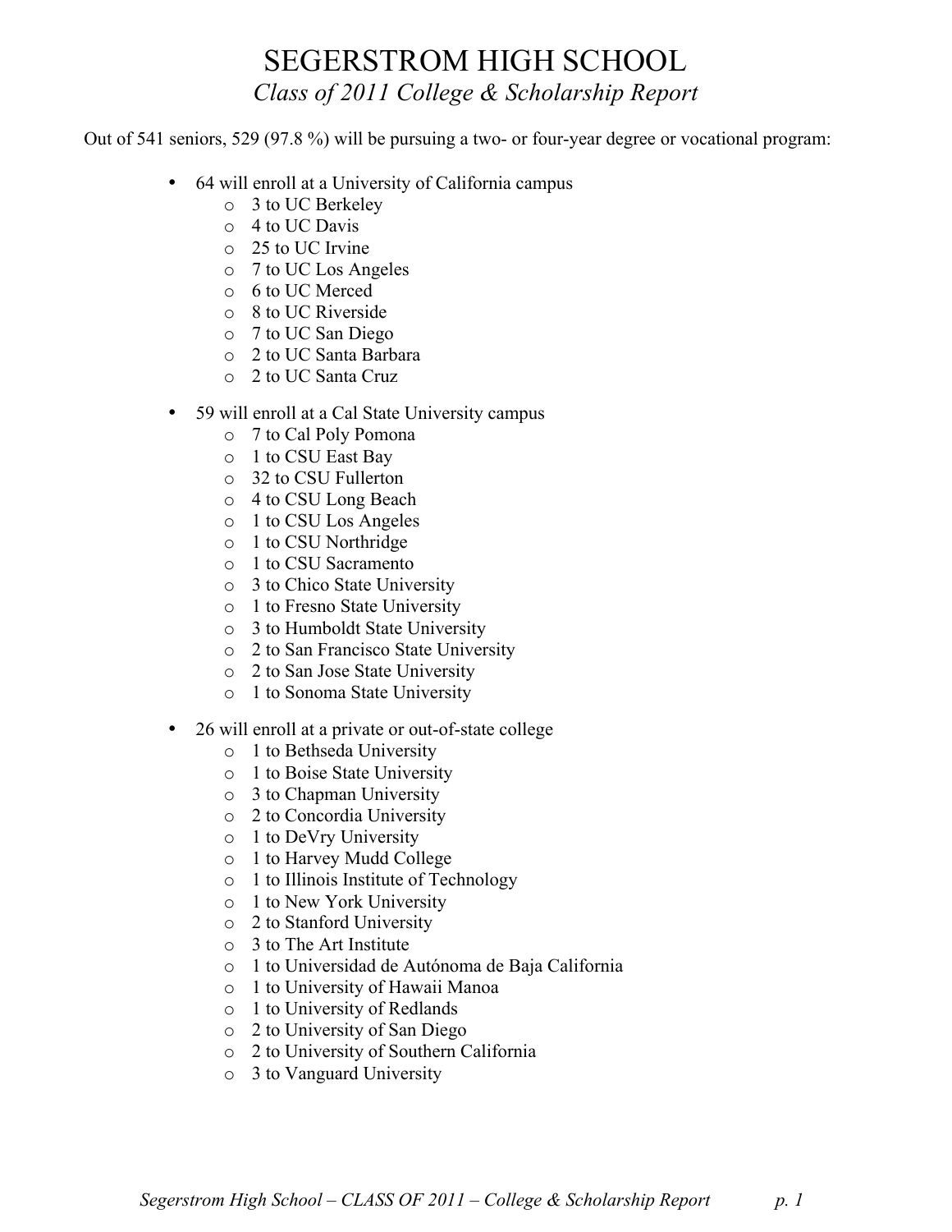# SEGERSTROM HIGH SCHOOL

## *Class of 2011 College & Scholarship Report*

Out of 541 seniors, 529 (97.8 %) will be pursuing a two- or four-year degree or vocational program:

- 64 will enroll at a University of California campus
  - 3 to UC Berkeley
  - 4 to UC Davis
  - 25 to UC Irvine
  - 7 to UC Los Angeles
  - 6 to UC Merced
  - 8 to UC Riverside
  - 7 to UC San Diego
  - 2 to UC Santa Barbara
  - 2 to UC Santa Cruz
- 59 will enroll at a Cal State University campus
  - 7 to Cal Poly Pomona
  - 1 to CSU East Bay
  - 32 to CSU Fullerton
  - 4 to CSU Long Beach
  - 1 to CSU Los Angeles
  - 1 to CSU Northridge
  - 1 to CSU Sacramento
  - 3 to Chico State University
  - 1 to Fresno State University
  - 3 to Humboldt State University
  - 2 to San Francisco State University
  - 2 to San Jose State University
  - 1 to Sonoma State University
- 26 will enroll at a private or out-of-state college
  - 1 to Bethseda University
  - 1 to Boise State University
  - 3 to Chapman University
  - 2 to Concordia University
  - 1 to DeVry University
  - 1 to Harvey Mudd College
  - 1 to Illinois Institute of Technology
  - 1 to New York University
  - 2 to Stanford University
  - 3 to The Art Institute
  - 1 to Universidad de Autónoma de Baja California
  - 1 to University of Hawaii Manoa
  - 1 to University of Redlands
  - 2 to University of San Diego
  - 2 to University of Southern California
  - 3 to Vanguard University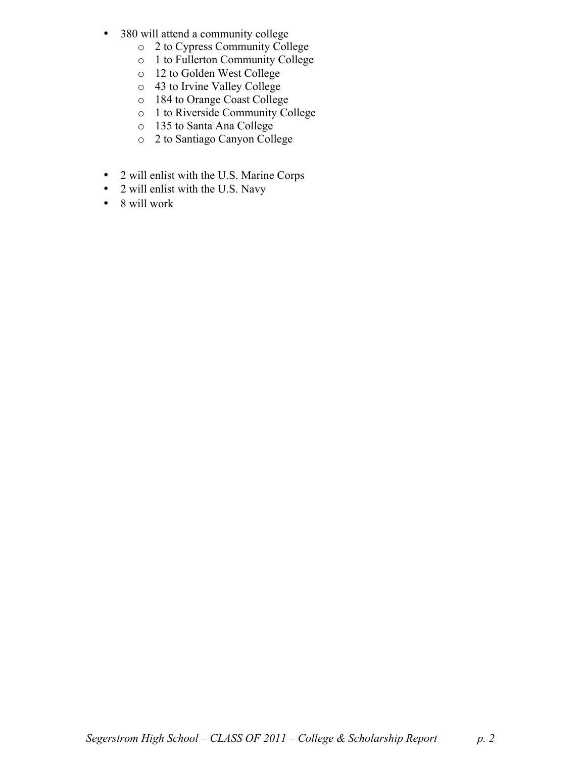- 380 will attend a community college
  - 2 to Cypress Community College
  - 1 to Fullerton Community College
  - 12 to Golden West College
  - 43 to Irvine Valley College
  - 184 to Orange Coast College
  - 1 to Riverside Community College
  - 135 to Santa Ana College
  - 2 to Santiago Canyon College

- 2 will enlist with the U.S. Marine Corps
- 2 will enlist with the U.S. Navy
- 8 will work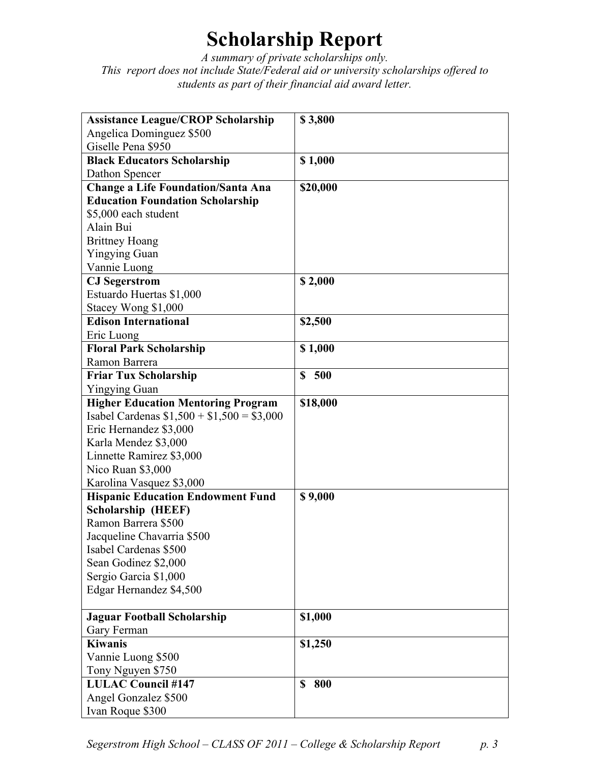# Scholarship Report

*A summary of private scholarships only.*
*This report does not include State/Federal aid or university scholarships offered to students as part of their financial aid award letter.*

| | |
|---|---|
| **Assistance League/CROP Scholarship**<br>Angelica Dominguez $500<br>Giselle Pena $950 | **$ 3,800** |
| **Black Educators Scholarship**<br>Dathon Spencer | **$ 1,000** |
| **Change a Life Foundation/Santa Ana Education Foundation Scholarship**<br>$5,000 each student<br>Alain Bui<br>Brittney Hoang<br>Yingying Guan<br>Vannie Luong | **$20,000** |
| **CJ Segerstrom**<br>Estuardo Huertas $1,000<br>Stacey Wong $1,000 | **$ 2,000** |
| **Edison International**<br>Eric Luong | **$2,500** |
| **Floral Park Scholarship**<br>Ramon Barrera | **$ 1,000** |
| **Friar Tux Scholarship**<br>Yingying Guan | **$ 500** |
| **Higher Education Mentoring Program**<br>Isabel Cardenas $1,500 + $1,500 = $3,000<br>Eric Hernandez $3,000<br>Karla Mendez $3,000<br>Linnette Ramirez $3,000<br>Nico Ruan $3,000<br>Karolina Vasquez $3,000 | **$18,000** |
| **Hispanic Education Endowment Fund Scholarship (HEEF)**<br>Ramon Barrera $500<br>Jacqueline Chavarria $500<br>Isabel Cardenas $500<br>Sean Godinez $2,000<br>Sergio Garcia $1,000<br>Edgar Hernandez $4,500 | **$ 9,000** |
| **Jaguar Football Scholarship**<br>Gary Ferman | **$1,000** |
| **Kiwanis**<br>Vannie Luong $500<br>Tony Nguyen $750 | **$1,250** |
| **LULAC Council #147**<br>Angel Gonzalez $500<br>Ivan Roque $300 | **$ 800** |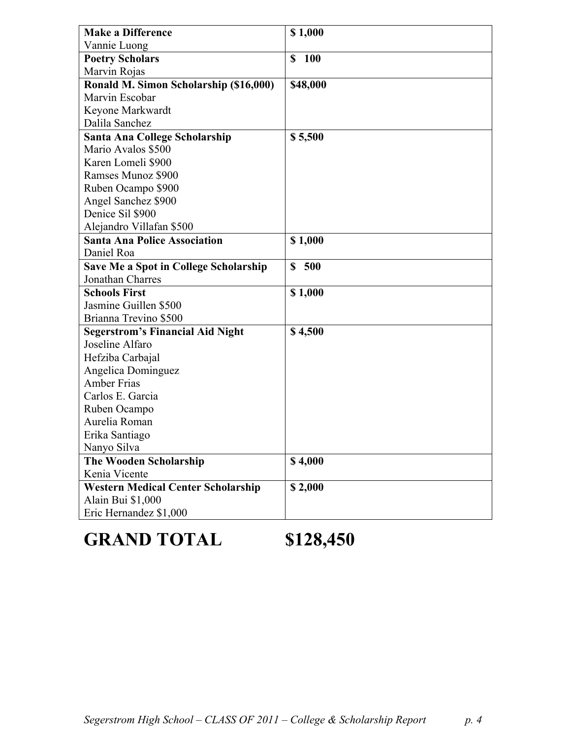| | |
|---|---|
| **Make a Difference**<br>Vannie Luong | $ 1,000 |
| **Poetry Scholars**<br>Marvin Rojas | $ 100 |
| **Ronald M. Simon Scholarship ($16,000)**<br>Marvin Escobar<br>Keyone Markwardt<br>Dalila Sanchez | $48,000 |
| **Santa Ana College Scholarship**<br>Mario Avalos $500<br>Karen Lomeli $900<br>Ramses Munoz $900<br>Ruben Ocampo $900<br>Angel Sanchez $900<br>Denice Sil $900<br>Alejandro Villafan $500 | $ 5,500 |
| **Santa Ana Police Association**<br>Daniel Roa | $ 1,000 |
| **Save Me a Spot in College Scholarship**<br>Jonathan Charres | $ 500 |
| **Schools First**<br>Jasmine Guillen $500<br>Brianna Trevino $500 | $ 1,000 |
| **Segerstrom's Financial Aid Night**<br>Joseline Alfaro<br>Hefziba Carbajal<br>Angelica Dominguez<br>Amber Frias<br>Carlos E. Garcia<br>Ruben Ocampo<br>Aurelia Roman<br>Erika Santiago<br>Nanyo Silva | $ 4,500 |
| **The Wooden Scholarship**<br>Kenia Vicente | $ 4,000 |
| **Western Medical Center Scholarship**<br>Alain Bui $1,000<br>Eric Hernandez $1,000 | $ 2,000 |

# GRAND TOTAL $128,450